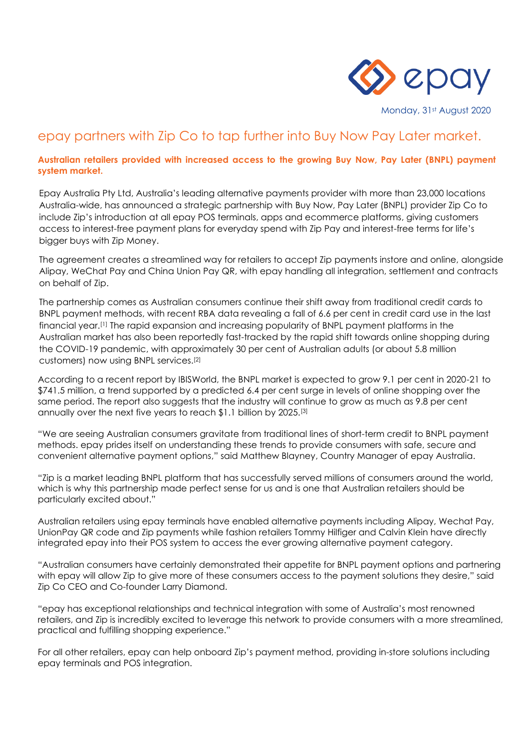epay

Monday, 31st August 2020

# epay partners with Zip Co to tap further into Buy Now Pay Later market.

**Australian retailers provided with increased access to the growing Buy Now, Pay Later (BNPL) payment system market.**

Epay Australia Pty Ltd, Australia's leading alternative payments provider with more than 23,000 locations Australia-wide, has announced a strategic partnership with Buy Now, Pay Later (BNPL) provider Zip Co to include Zip's introduction at all epay POS terminals, apps and ecommerce platforms, giving customers access to interest-free payment plans for everyday spend with Zip Pay and interest-free terms for life's bigger buys with Zip Money.

The agreement creates a streamlined way for retailers to accept Zip payments instore and online, alongside Alipay, WeChat Pay and China Union Pay QR, with epay handling all integration, settlement and contracts on behalf of Zip.

The partnership comes as Australian consumers continue their shift away from traditional credit cards to BNPL payment methods, with recent RBA data revealing a fall of 6.6 per cent in credit card use in the last financial year.[1] The rapid expansion and increasing popularity of BNPL payment platforms in the Australian market has also been reportedly fast-tracked by the rapid shift towards online shopping during the COVID-19 pandemic, with approximately 30 per cent of Australian adults (or about 5.8 million customers) now using BNPL services.[2]

According to a recent report by IBISWorld, the BNPL market is expected to grow 9.1 per cent in 2020-21 to $741.5 million, a trend supported by a predicted 6.4 per cent surge in levels of online shopping over the same period. The report also suggests that the industry will continue to grow as much as 9.8 per cent annually over the next five years to reach $1.1 billion by 2025.[3]

"We are seeing Australian consumers gravitate from traditional lines of short-term credit to BNPL payment methods. epay prides itself on understanding these trends to provide consumers with safe, secure and convenient alternative payment options," said Matthew Blayney, Country Manager of epay Australia.

"Zip is a market leading BNPL platform that has successfully served millions of consumers around the world, which is why this partnership made perfect sense for us and is one that Australian retailers should be particularly excited about."

Australian retailers using epay terminals have enabled alternative payments including Alipay, Wechat Pay, UnionPay QR code and Zip payments while fashion retailers Tommy Hilfiger and Calvin Klein have directly integrated epay into their POS system to access the ever growing alternative payment category.

"Australian consumers have certainly demonstrated their appetite for BNPL payment options and partnering with epay will allow Zip to give more of these consumers access to the payment solutions they desire," said Zip Co CEO and Co-founder Larry Diamond.

"epay has exceptional relationships and technical integration with some of Australia's most renowned retailers, and Zip is incredibly excited to leverage this network to provide consumers with a more streamlined, practical and fulfilling shopping experience."

For all other retailers, epay can help onboard Zip's payment method, providing in-store solutions including epay terminals and POS integration.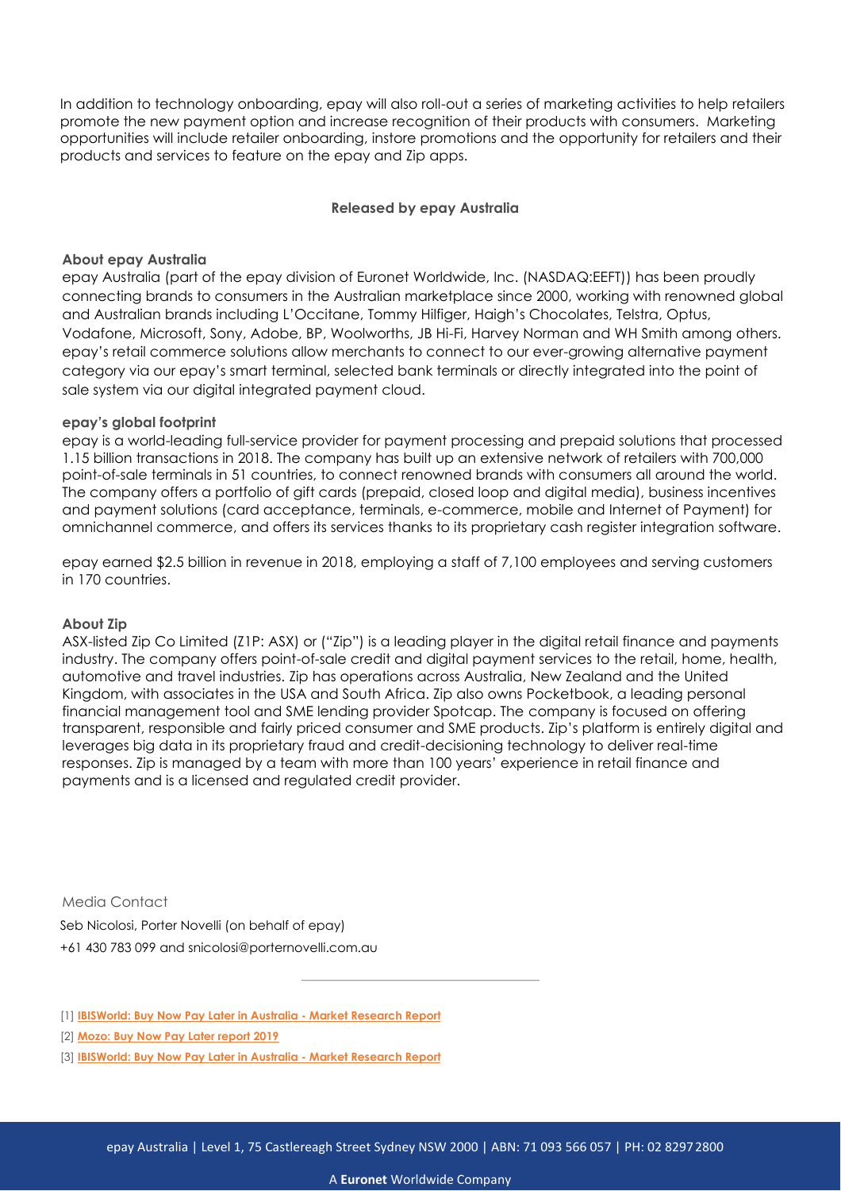In addition to technology onboarding, epay will also roll-out a series of marketing activities to help retailers promote the new payment option and increase recognition of their products with consumers. Marketing opportunities will include retailer onboarding, instore promotions and the opportunity for retailers and their products and services to feature on the epay and Zip apps.

**Released by epay Australia**

**About epay Australia**

epay Australia (part of the epay division of Euronet Worldwide, Inc. (NASDAQ:EEFT)) has been proudly connecting brands to consumers in the Australian marketplace since 2000, working with renowned global and Australian brands including L'Occitane, Tommy Hilfiger, Haigh's Chocolates, Telstra, Optus, Vodafone, Microsoft, Sony, Adobe, BP, Woolworths, JB Hi-Fi, Harvey Norman and WH Smith among others. epay's retail commerce solutions allow merchants to connect to our ever-growing alternative payment category via our epay's smart terminal, selected bank terminals or directly integrated into the point of sale system via our digital integrated payment cloud.

**epay's global footprint**

epay is a world-leading full-service provider for payment processing and prepaid solutions that processed 1.15 billion transactions in 2018. The company has built up an extensive network of retailers with 700,000 point-of-sale terminals in 51 countries, to connect renowned brands with consumers all around the world. The company offers a portfolio of gift cards (prepaid, closed loop and digital media), business incentives and payment solutions (card acceptance, terminals, e-commerce, mobile and Internet of Payment) for omnichannel commerce, and offers its services thanks to its proprietary cash register integration software.

epay earned $2.5 billion in revenue in 2018, employing a staff of 7,100 employees and serving customers in 170 countries.

**About Zip**

ASX-listed Zip Co Limited (Z1P: ASX) or ("Zip") is a leading player in the digital retail finance and payments industry. The company offers point-of-sale credit and digital payment services to the retail, home, health, automotive and travel industries. Zip has operations across Australia, New Zealand and the United Kingdom, with associates in the USA and South Africa. Zip also owns Pocketbook, a leading personal financial management tool and SME lending provider Spotcap. The company is focused on offering transparent, responsible and fairly priced consumer and SME products. Zip's platform is entirely digital and leverages big data in its proprietary fraud and credit-decisioning technology to deliver real-time responses. Zip is managed by a team with more than 100 years' experience in retail finance and payments and is a licensed and regulated credit provider.

Media Contact

Seb Nicolosi, Porter Novelli (on behalf of epay)

+61 430 783 099 and snicolosi@porternovelli.com.au

---

[1] **IBISWorld: Buy Now Pay Later in Australia - Market Research Report**

[2] **Mozo: Buy Now Pay Later report 2019**

[3] **IBISWorld: Buy Now Pay Later in Australia - Market Research Report**

epay Australia | Level 1, 75 Castlereagh Street Sydney NSW 2000 | ABN: 71 093 566 057 | PH: 02 8297 2800

A **Euronet** Worldwide Company